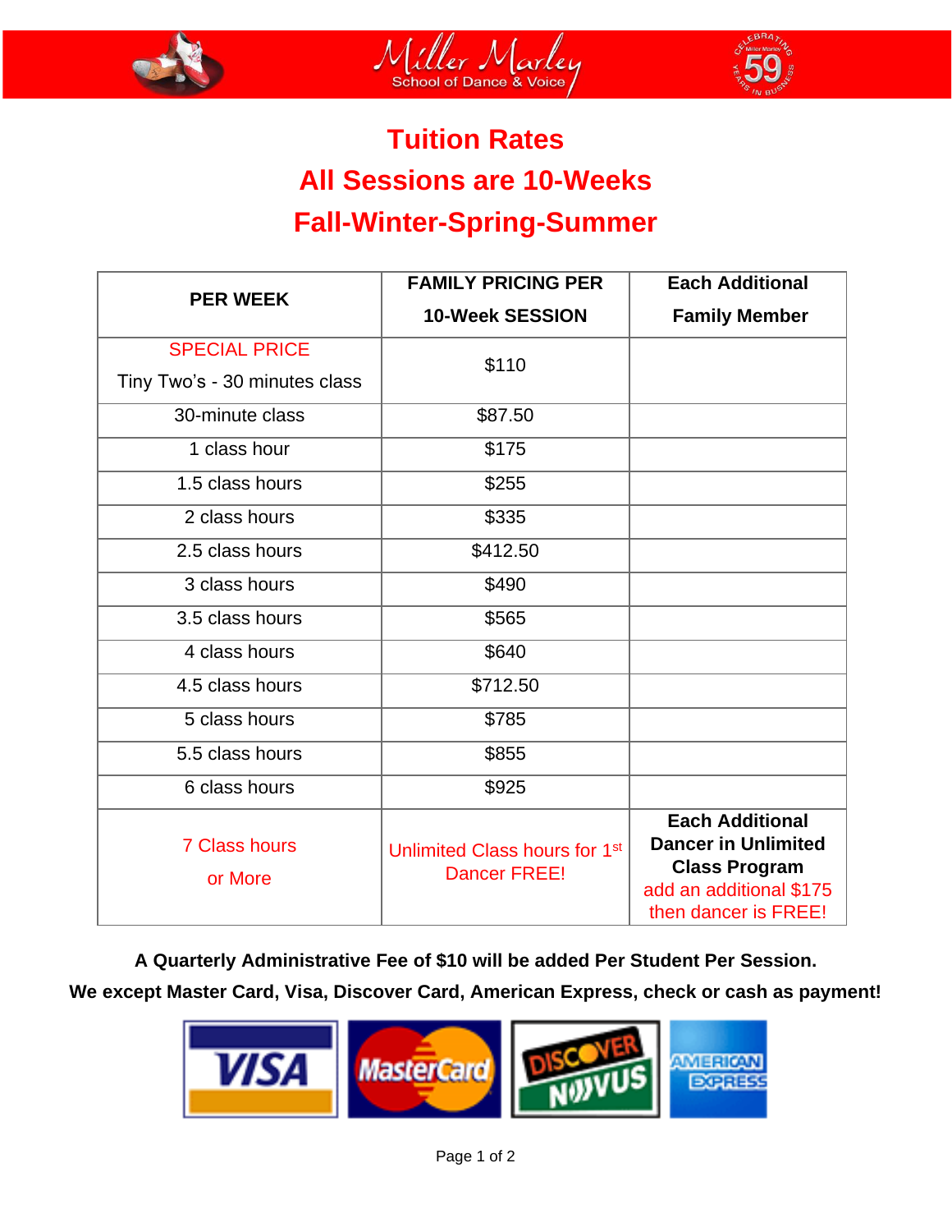Miller Marley School of Dance & Voice

Celebrating 59 Years in Business

# Tuition Rates

## All Sessions are 10-Weeks

## Fall-Winter-Spring-Summer

| PER WEEK | FAMILY PRICING PER 10-Week SESSION | Each Additional Family Member |
|---|---|---|
| SPECIAL PRICE Tiny Two's - 30 minutes class | $110 | |
| 30-minute class | $87.50 | |
| 1 class hour | $175 | |
| 1.5 class hours | $255 | |
| 2 class hours | $335 | |
| 2.5 class hours | $412.50 | |
| 3 class hours | $490 | |
| 3.5 class hours | $565 | |
| 4 class hours | $640 | |
| 4.5 class hours | $712.50 | |
| 5 class hours | $785 | |
| 5.5 class hours | $855 | |
| 6 class hours | $925 | |
| 7 Class hours or More | Unlimited Class hours for 1st Dancer FREE! | **Each Additional Dancer in Unlimited Class Program** add an additional $175 then dancer is FREE! |

**A Quarterly Administrative Fee of $10 will be added Per Student Per Session.**

**We except Master Card, Visa, Discover Card, American Express, check or cash as payment!**

VISA · MasterCard · DISCOVER NOVUS · AMERICAN EXPRESS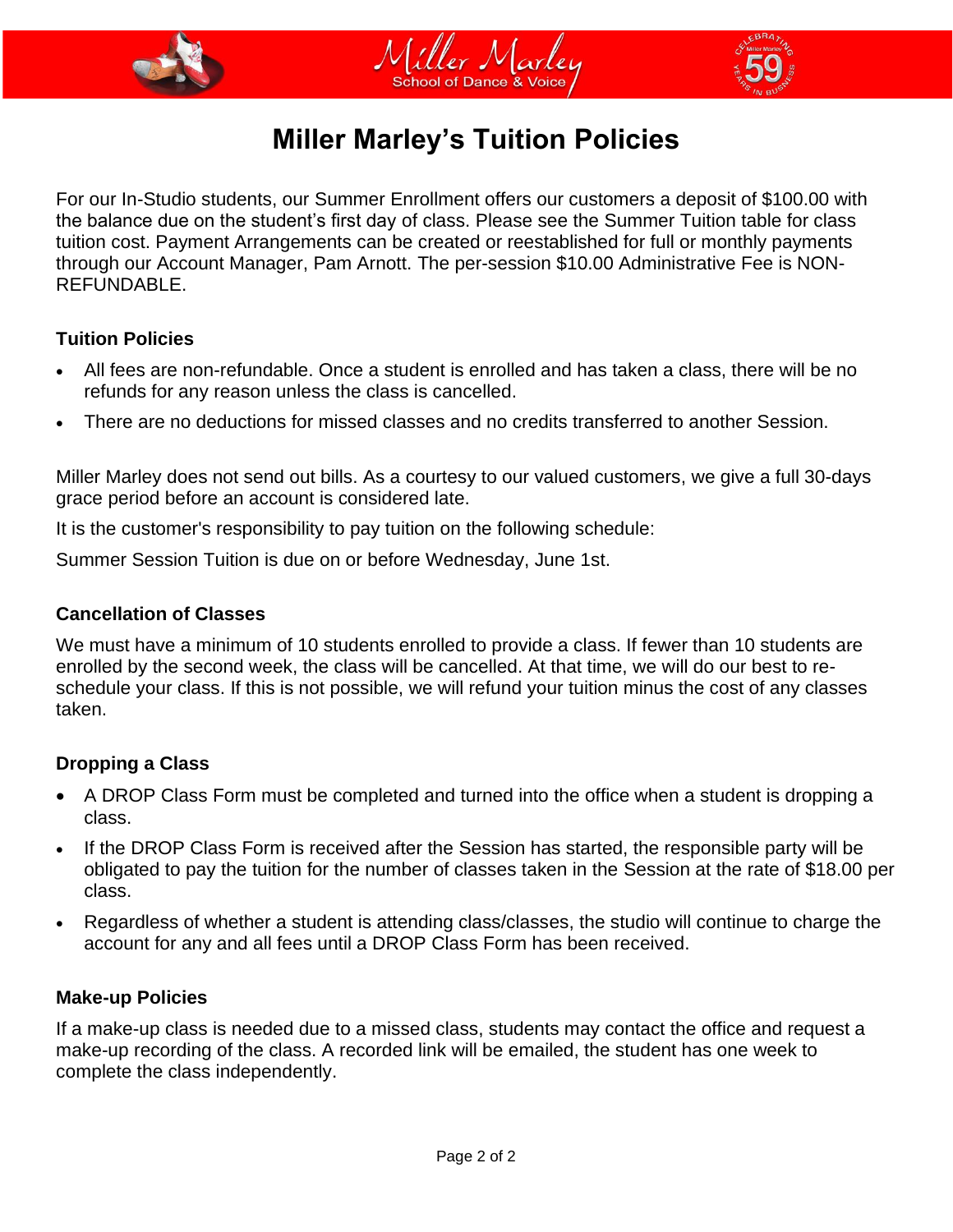# Miller Marley's Tuition Policies

For our In-Studio students, our Summer Enrollment offers our customers a deposit of $100.00 with the balance due on the student's first day of class. Please see the Summer Tuition table for class tuition cost. Payment Arrangements can be created or reestablished for full or monthly payments through our Account Manager, Pam Arnott. The per-session $10.00 Administrative Fee is NON-REFUNDABLE.

### Tuition Policies

- All fees are non-refundable. Once a student is enrolled and has taken a class, there will be no refunds for any reason unless the class is cancelled.
- There are no deductions for missed classes and no credits transferred to another Session.

Miller Marley does not send out bills. As a courtesy to our valued customers, we give a full 30-days grace period before an account is considered late.

It is the customer's responsibility to pay tuition on the following schedule:

Summer Session Tuition is due on or before Wednesday, June 1st.

### Cancellation of Classes

We must have a minimum of 10 students enrolled to provide a class. If fewer than 10 students are enrolled by the second week, the class will be cancelled. At that time, we will do our best to re-schedule your class. If this is not possible, we will refund your tuition minus the cost of any classes taken.

### Dropping a Class

- A DROP Class Form must be completed and turned into the office when a student is dropping a class.
- If the DROP Class Form is received after the Session has started, the responsible party will be obligated to pay the tuition for the number of classes taken in the Session at the rate of $18.00 per class.
- Regardless of whether a student is attending class/classes, the studio will continue to charge the account for any and all fees until a DROP Class Form has been received.

### Make-up Policies

If a make-up class is needed due to a missed class, students may contact the office and request a make-up recording of the class. A recorded link will be emailed, the student has one week to complete the class independently.